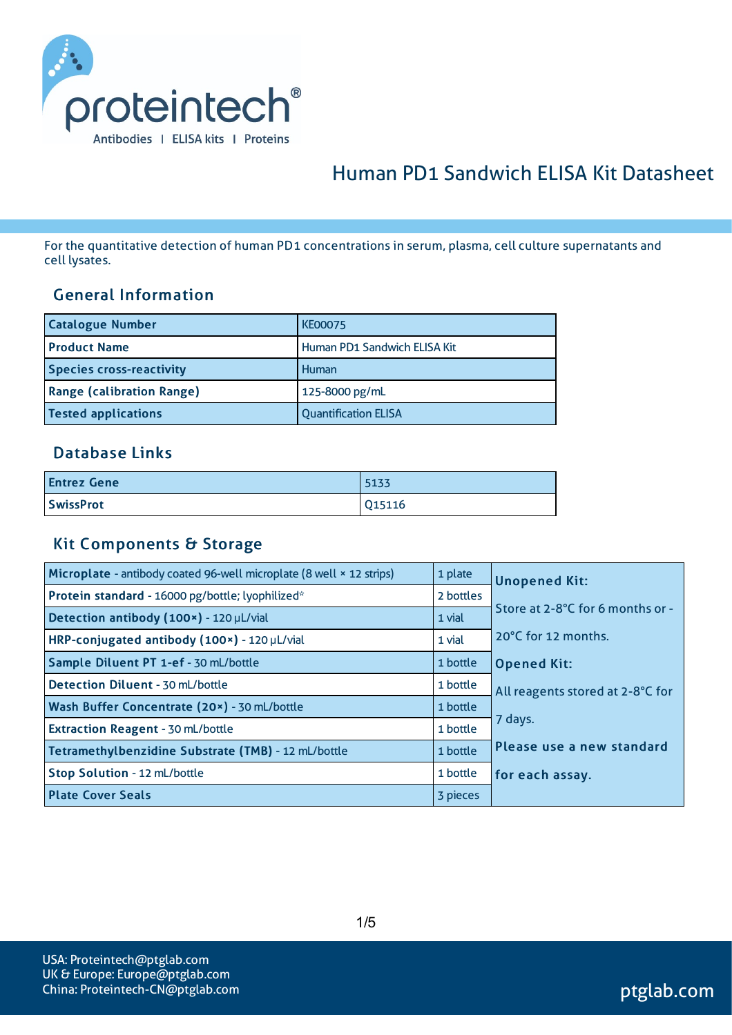# Human PD1 Sandwich ELISA Kit Datasheet

For the quantitative detection of human PD1 concentrations in serum, plasma, cell culture supernatants and cell lysates.

## General Information

| | |
|---|---|
| **Catalogue Number** | KE00075 |
| **Product Name** | Human PD1 Sandwich ELISA Kit |
| **Species cross-reactivity** | Human |
| **Range (calibration Range)** | 125-8000 pg/mL |
| **Tested applications** | Quantification ELISA |

## Database Links

| | |
|---|---|
| **Entrez Gene** | 5133 |
| **SwissProt** | Q15116 |

## Kit Components & Storage

| Component | Quantity | Storage |
|---|---|---|
| **Microplate** - antibody coated 96-well microplate (8 well × 12 strips) | 1 plate | **Unopened Kit:** Store at 2-8°C for 6 months or -20°C for 12 months. **Opened Kit:** All reagents stored at 2-8°C for 7 days. **Please use a new standard for each assay.** |
| **Protein standard** - 16000 pg/bottle; lyophilized* | 2 bottles | |
| **Detection antibody (100×)** - 120 μL/vial | 1 vial | |
| **HRP-conjugated antibody (100×)** - 120 μL/vial | 1 vial | |
| **Sample Diluent PT 1-ef** - 30 mL/bottle | 1 bottle | |
| **Detection Diluent** - 30 mL/bottle | 1 bottle | |
| **Wash Buffer Concentrate (20×)** - 30 mL/bottle | 1 bottle | |
| **Extraction Reagent** - 30 mL/bottle | 1 bottle | |
| **Tetramethylbenzidine Substrate (TMB)** - 12 mL/bottle | 1 bottle | |
| **Stop Solution** - 12 mL/bottle | 1 bottle | |
| **Plate Cover Seals** | 3 pieces | |

USA: Proteintech@ptglab.com
UK & Europe: Europe@ptglab.com
China: Proteintech-CN@ptglab.com

ptglab.com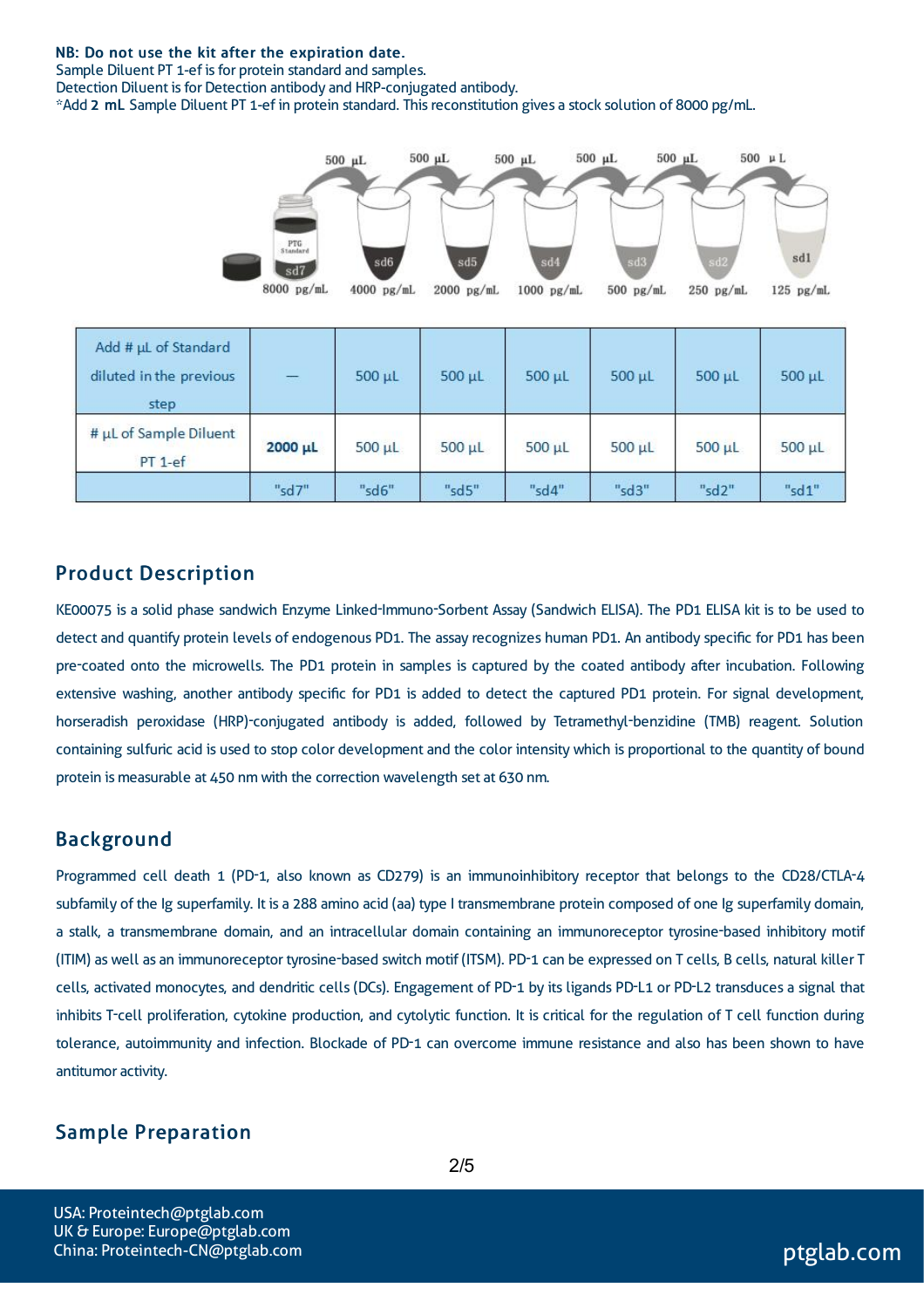**NB: Do not use the kit after the expiration date.**
Sample Diluent PT 1-ef is for protein standard and samples.
Detection Diluent is for Detection antibody and HRP-conjugated antibody.
*Add **2 mL** Sample Diluent PT 1-ef in protein standard. This reconstitution gives a stock solution of 8000 pg/mL.

| Add # µL of Standard diluted in the previous step | — | 500 µL | 500 µL | 500 µL | 500 µL | 500 µL | 500 µL |
|---|---|---|---|---|---|---|---|
| # µL of Sample Diluent PT 1-ef | **2000 µL** | 500 µL | 500 µL | 500 µL | 500 µL | 500 µL | 500 µL |
| | "sd7" | "sd6" | "sd5" | "sd4" | "sd3" | "sd2" | "sd1" |

## Product Description

KE00075 is a solid phase sandwich Enzyme Linked-Immuno-Sorbent Assay (Sandwich ELISA). The PD1 ELISA kit is to be used to detect and quantify protein levels of endogenous PD1. The assay recognizes human PD1. An antibody specific for PD1 has been pre-coated onto the microwells. The PD1 protein in samples is captured by the coated antibody after incubation. Following extensive washing, another antibody specific for PD1 is added to detect the captured PD1 protein. For signal development, horseradish peroxidase (HRP)-conjugated antibody is added, followed by Tetramethyl-benzidine (TMB) reagent. Solution containing sulfuric acid is used to stop color development and the color intensity which is proportional to the quantity of bound protein is measurable at 450 nm with the correction wavelength set at 630 nm.

## Background

Programmed cell death 1 (PD-1, also known as CD279) is an immunoinhibitory receptor that belongs to the CD28/CTLA-4 subfamily of the Ig superfamily. It is a 288 amino acid (aa) type I transmembrane protein composed of one Ig superfamily domain, a stalk, a transmembrane domain, and an intracellular domain containing an immunoreceptor tyrosine-based inhibitory motif (ITIM) as well as an immunoreceptor tyrosine-based switch motif (ITSM). PD-1 can be expressed on T cells, B cells, natural killer T cells, activated monocytes, and dendritic cells (DCs). Engagement of PD-1 by its ligands PD-L1 or PD-L2 transduces a signal that inhibits T-cell proliferation, cytokine production, and cytolytic function. It is critical for the regulation of T cell function during tolerance, autoimmunity and infection. Blockade of PD-1 can overcome immune resistance and also has been shown to have antitumor activity.

## Sample Preparation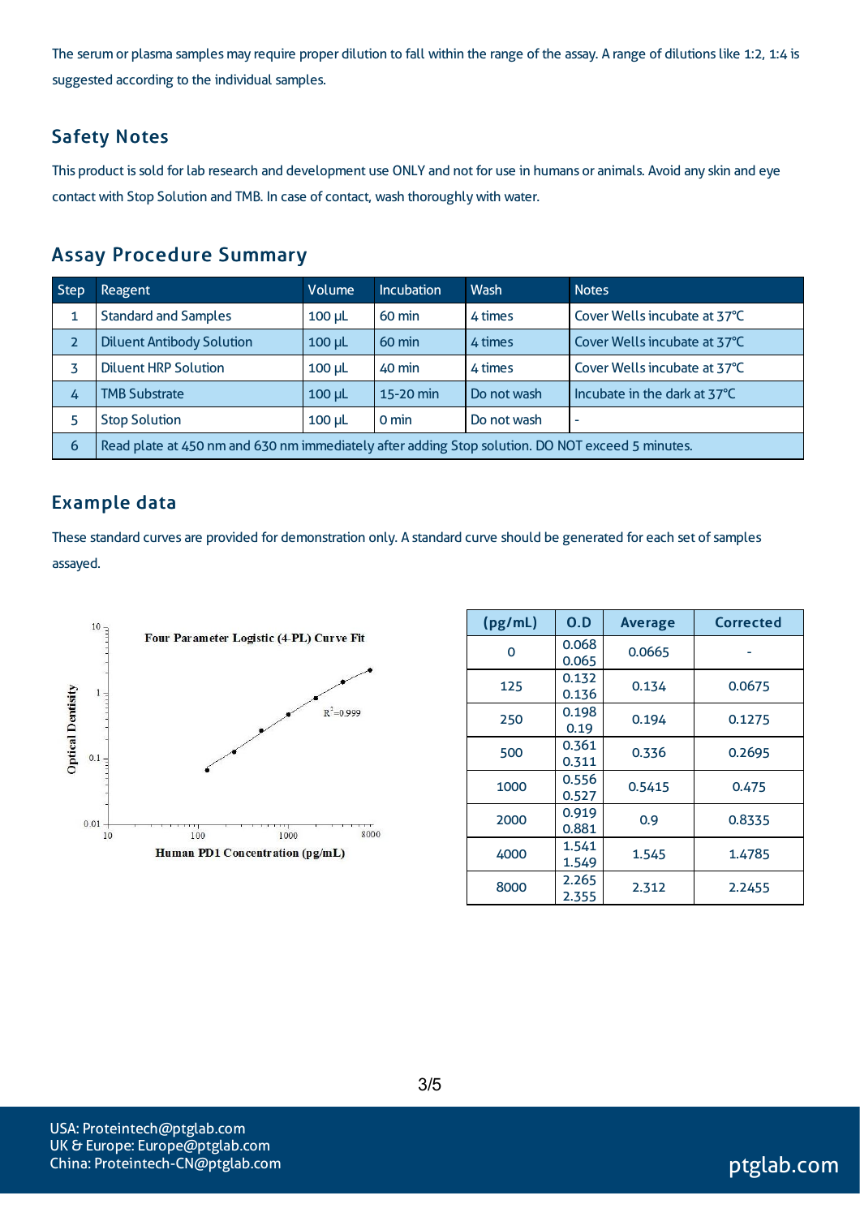The serum or plasma samples may require proper dilution to fall within the range of the assay. A range of dilutions like 1:2, 1:4 is suggested according to the individual samples.

## Safety Notes

This product is sold for lab research and development use ONLY and not for use in humans or animals. Avoid any skin and eye contact with Stop Solution and TMB. In case of contact, wash thoroughly with water.

## Assay Procedure Summary

| Step | Reagent | Volume | Incubation | Wash | Notes |
|---|---|---|---|---|---|
| 1 | Standard and Samples | 100 μL | 60 min | 4 times | Cover Wells incubate at 37°C |
| 2 | Diluent Antibody Solution | 100 μL | 60 min | 4 times | Cover Wells incubate at 37°C |
| 3 | Diluent HRP Solution | 100 μL | 40 min | 4 times | Cover Wells incubate at 37°C |
| 4 | TMB Substrate | 100 μL | 15-20 min | Do not wash | Incubate in the dark at 37°C |
| 5 | Stop Solution | 100 μL | 0 min | Do not wash | - |
| 6 | Read plate at 450 nm and 630 nm immediately after adding Stop solution. DO NOT exceed 5 minutes. | | | | |

## Example data

These standard curves are provided for demonstration only. A standard curve should be generated for each set of samples assayed.

Four Parameter Logistic (4-PL) Curve Fit

$R^2$=0.999

Optical Dentisity

Human PD1 Concentration (pg/mL)

| (pg/mL) | O.D | Average | Corrected |
|---|---|---|---|
| 0 | 0.068<br>0.065 | 0.0665 | - |
| 125 | 0.132<br>0.136 | 0.134 | 0.0675 |
| 250 | 0.198<br>0.19 | 0.194 | 0.1275 |
| 500 | 0.361<br>0.311 | 0.336 | 0.2695 |
| 1000 | 0.556<br>0.527 | 0.5415 | 0.475 |
| 2000 | 0.919<br>0.881 | 0.9 | 0.8335 |
| 4000 | 1.541<br>1.549 | 1.545 | 1.4785 |
| 8000 | 2.265<br>2.355 | 2.312 | 2.2455 |

USA: Proteintech@ptglab.com
UK & Europe: Europe@ptglab.com
China: Proteintech-CN@ptglab.com

ptglab.com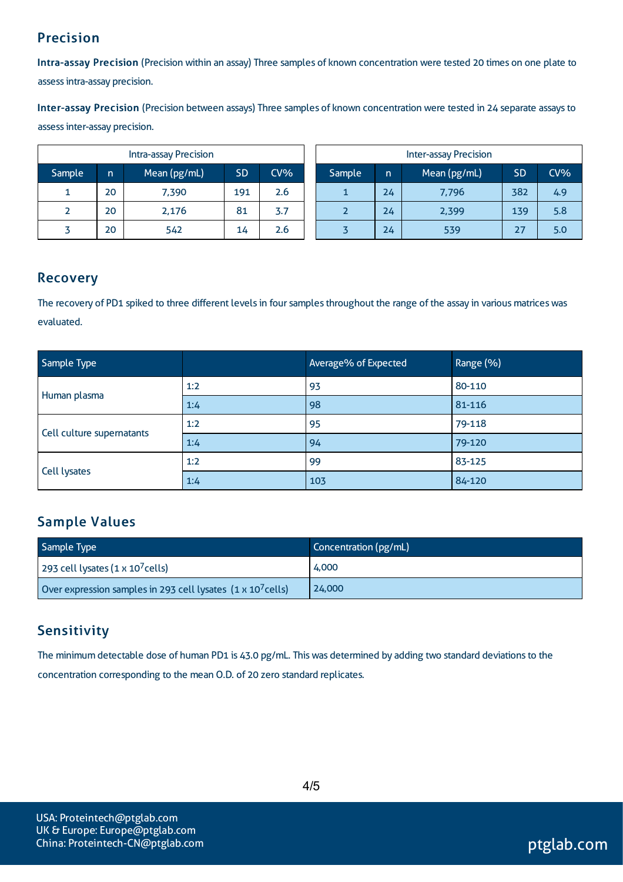## Precision

**Intra-assay Precision** (Precision within an assay) Three samples of known concentration were tested 20 times on one plate to assess intra-assay precision.

**Inter-assay Precision** (Precision between assays) Three samples of known concentration were tested in 24 separate assays to assess inter-assay precision.

| Intra-assay Precision | | | | |
|---|---|---|---|---|
| Sample | n | Mean (pg/mL) | SD | CV% |
| 1 | 20 | 7,390 | 191 | 2.6 |
| 2 | 20 | 2,176 | 81 | 3.7 |
| 3 | 20 | 542 | 14 | 2.6 |

| Inter-assay Precision | | | | |
|---|---|---|---|---|
| Sample | n | Mean (pg/mL) | SD | CV% |
| 1 | 24 | 7,796 | 382 | 4.9 |
| 2 | 24 | 2,399 | 139 | 5.8 |
| 3 | 24 | 539 | 27 | 5.0 |

## Recovery

The recovery of PD1 spiked to three different levels in four samples throughout the range of the assay in various matrices was evaluated.

| Sample Type | | Average% of Expected | Range (%) |
|---|---|---|---|
| Human plasma | 1:2 | 93 | 80-110 |
| | 1:4 | 98 | 81-116 |
| Cell culture supernatants | 1:2 | 95 | 79-118 |
| | 1:4 | 94 | 79-120 |
| Cell lysates | 1:2 | 99 | 83-125 |
| | 1:4 | 103 | 84-120 |

## Sample Values

| Sample Type | Concentration (pg/mL) |
|---|---|
| 293 cell lysates (1 x $10^7$cells) | 4,000 |
| Over expression samples in 293 cell lysates (1 x $10^7$cells) | 24,000 |

## Sensitivity

The minimum detectable dose of human PD1 is 43.0 pg/mL. This was determined by adding two standard deviations to the concentration corresponding to the mean O.D. of 20 zero standard replicates.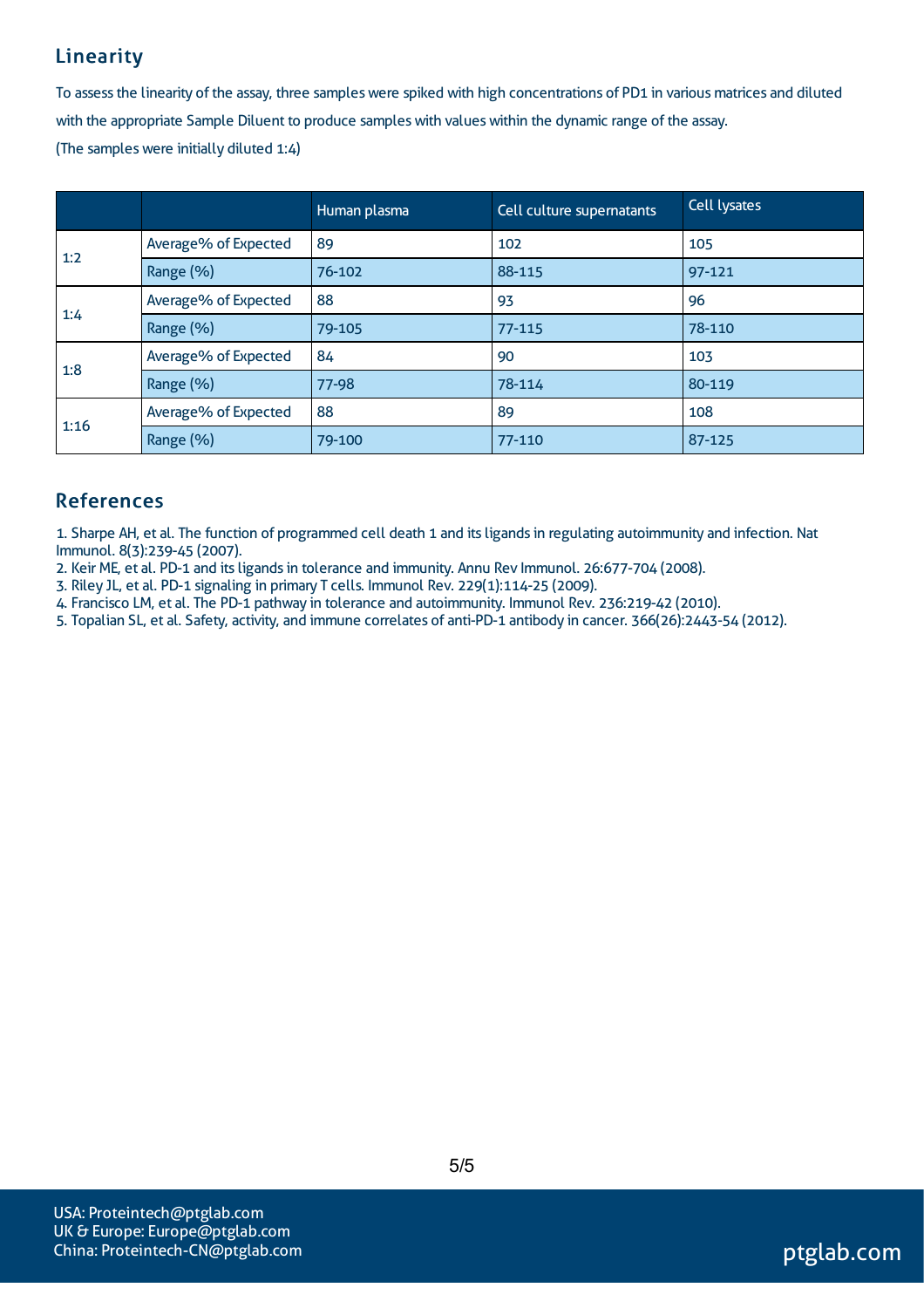## Linearity

To assess the linearity of the assay, three samples were spiked with high concentrations of PD1 in various matrices and diluted with the appropriate Sample Diluent to produce samples with values within the dynamic range of the assay.

(The samples were initially diluted 1:4)

| | | Human plasma | Cell culture supernatants | Cell lysates |
|---|---|---|---|---|
| 1:2 | Average% of Expected | 89 | 102 | 105 |
| | Range (%) | 76-102 | 88-115 | 97-121 |
| 1:4 | Average% of Expected | 88 | 93 | 96 |
| | Range (%) | 79-105 | 77-115 | 78-110 |
| 1:8 | Average% of Expected | 84 | 90 | 103 |
| | Range (%) | 77-98 | 78-114 | 80-119 |
| 1:16 | Average% of Expected | 88 | 89 | 108 |
| | Range (%) | 79-100 | 77-110 | 87-125 |

## References

1. Sharpe AH, et al. The function of programmed cell death 1 and its ligands in regulating autoimmunity and infection. Nat Immunol. 8(3):239-45 (2007).
2. Keir ME, et al. PD-1 and its ligands in tolerance and immunity. Annu Rev Immunol. 26:677-704 (2008).
3. Riley JL, et al. PD-1 signaling in primary T cells. Immunol Rev. 229(1):114-25 (2009).
4. Francisco LM, et al. The PD-1 pathway in tolerance and autoimmunity. Immunol Rev. 236:219-42 (2010).
5. Topalian SL, et al. Safety, activity, and immune correlates of anti-PD-1 antibody in cancer. 366(26):2443-54 (2012).

USA: Proteintech@ptglab.com
UK & Europe: Europe@ptglab.com
China: Proteintech-CN@ptglab.com

ptglab.com